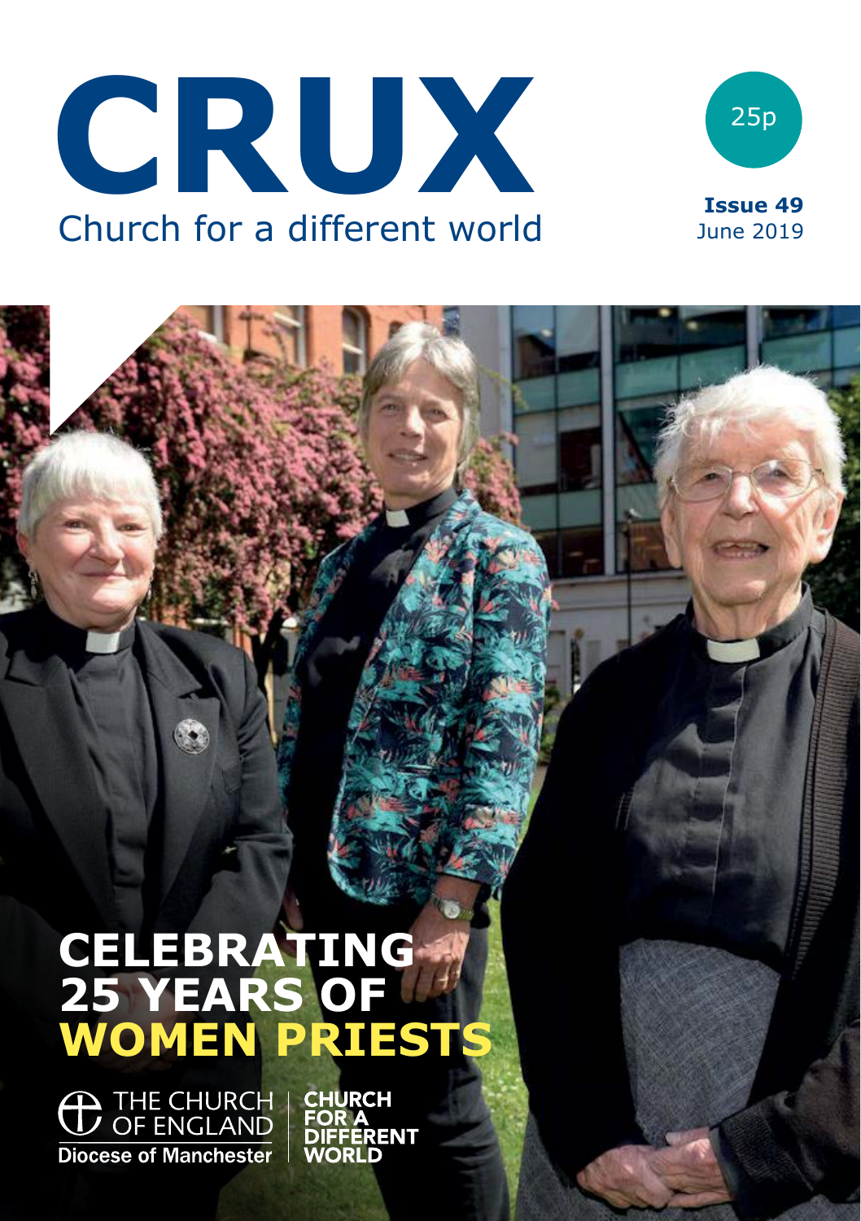# CRUX

Church for a different world

25p

**Issue 49**
June 2019

# CELEBRATING 25 YEARS OF WOMEN PRIESTS

THE CHURCH OF ENGLAND
Diocese of Manchester

CHURCH FOR A DIFFERENT WORLD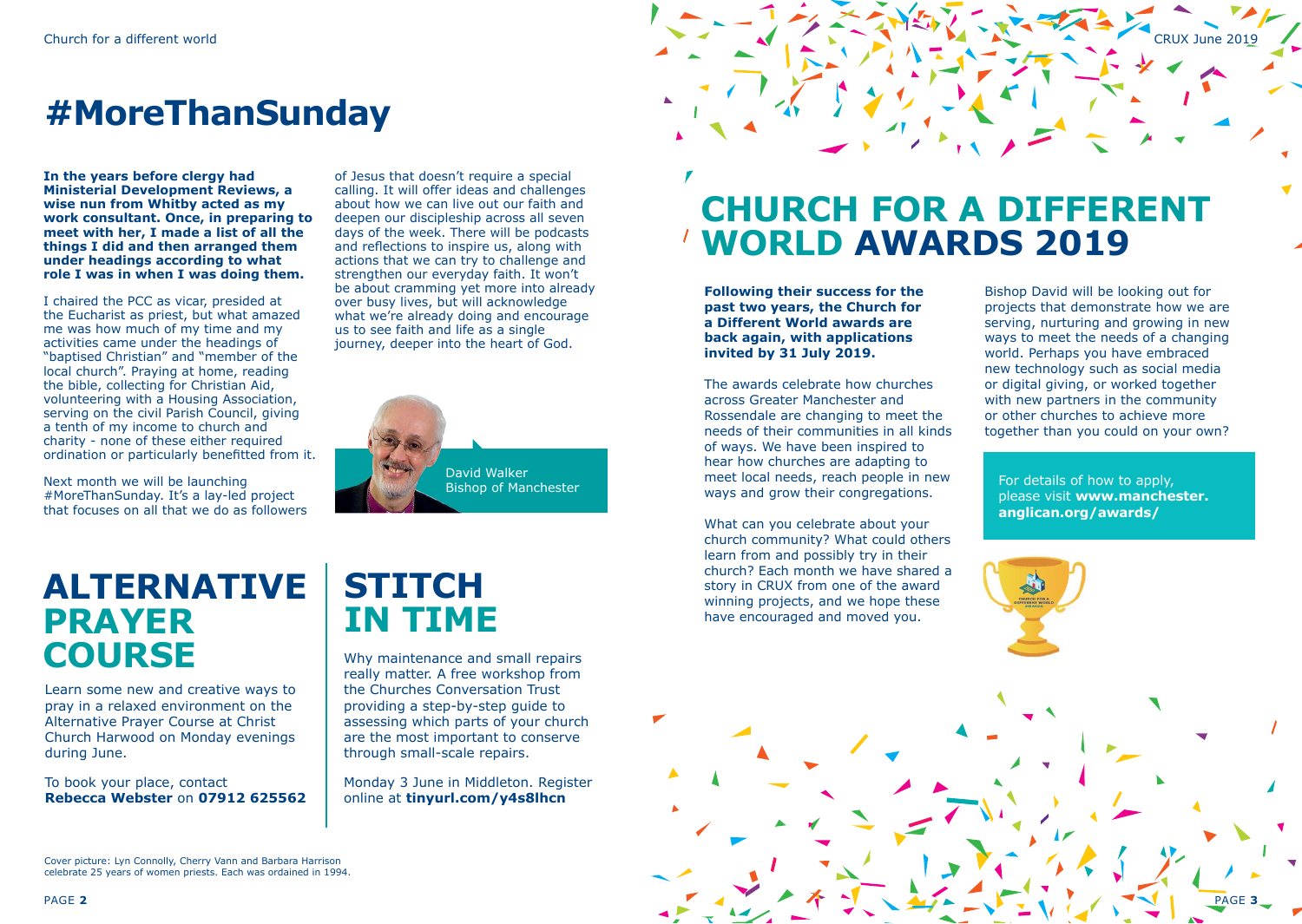# #MoreThanSunday

**In the years before clergy had Ministerial Development Reviews, a wise nun from Whitby acted as my work consultant. Once, in preparing to meet with her, I made a list of all the things I did and then arranged them under headings according to what role I was in when I was doing them.**

I chaired the PCC as vicar, presided at the Eucharist as priest, but what amazed me was how much of my time and my activities came under the headings of "baptised Christian" and "member of the local church". Praying at home, reading the bible, collecting for Christian Aid, volunteering with a Housing Association, serving on the civil Parish Council, giving a tenth of my income to church and charity - none of these either required ordination or particularly benefitted from it.

Next month we will be launching #MoreThanSunday. It's a lay-led project that focuses on all that we do as followers of Jesus that doesn't require a special calling. It will offer ideas and challenges about how we can live out our faith and deepen our discipleship across all seven days of the week. There will be podcasts and reflections to inspire us, along with actions that we can try to challenge and strengthen our everyday faith. It won't be about cramming yet more into already over busy lives, but will acknowledge what we're already doing and encourage us to see faith and life as a single journey, deeper into the heart of God.

David Walker
Bishop of Manchester

## ALTERNATIVE PRAYER COURSE

Learn some new and creative ways to pray in a relaxed environment on the Alternative Prayer Course at Christ Church Harwood on Monday evenings during June.

To book your place, contact **Rebecca Webster** on **07912 625562**

## STITCH IN TIME

Why maintenance and small repairs really matter. A free workshop from the Churches Conversation Trust providing a step-by-step guide to assessing which parts of your church are the most important to conserve through small-scale repairs.

Monday 3 June in Middleton. Register online at **tinyurl.com/y4s8lhcn**

Cover picture: Lyn Connolly, Cherry Vann and Barbara Harrison celebrate 25 years of women priests. Each was ordained in 1994.

# CHURCH FOR A DIFFERENT WORLD AWARDS 2019

**Following their success for the past two years, the Church for a Different World awards are back again, with applications invited by 31 July 2019.**

The awards celebrate how churches across Greater Manchester and Rossendale are changing to meet the needs of their communities in all kinds of ways. We have been inspired to hear how churches are adapting to meet local needs, reach people in new ways and grow their congregations.

What can you celebrate about your church community? What could others learn from and possibly try in their church? Each month we have shared a story in CRUX from one of the award winning projects, and we hope these have encouraged and moved you.

Bishop David will be looking out for projects that demonstrate how we are serving, nurturing and growing in new ways to meet the needs of a changing world. Perhaps you have embraced new technology such as social media or digital giving, or worked together with new partners in the community or other churches to achieve more together than you could on your own?

For details of how to apply, please visit **www.manchester.anglican.org/awards/**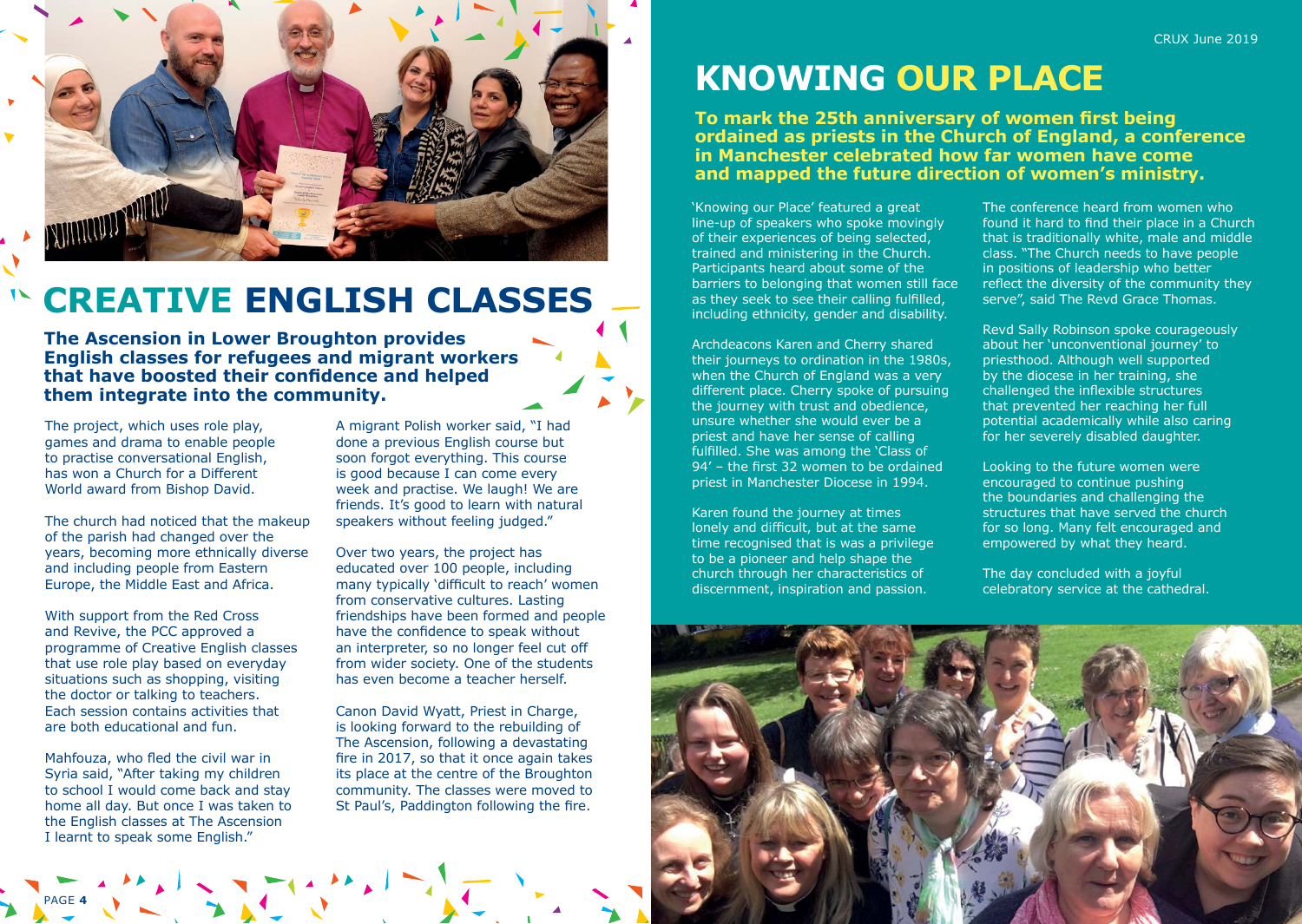# CREATIVE ENGLISH CLASSES

**The Ascension in Lower Broughton provides English classes for refugees and migrant workers that have boosted their confidence and helped them integrate into the community.**

The project, which uses role play, games and drama to enable people to practise conversational English, has won a Church for a Different World award from Bishop David.

The church had noticed that the makeup of the parish had changed over the years, becoming more ethnically diverse and including people from Eastern Europe, the Middle East and Africa.

With support from the Red Cross and Revive, the PCC approved a programme of Creative English classes that use role play based on everyday situations such as shopping, visiting the doctor or talking to teachers. Each session contains activities that are both educational and fun.

Mahfouza, who fled the civil war in Syria said, "After taking my children to school I would come back and stay home all day. But once I was taken to the English classes at The Ascension I learnt to speak some English."

A migrant Polish worker said, "I had done a previous English course but soon forgot everything. This course is good because I can come every week and practise. We laugh! We are friends. It's good to learn with natural speakers without feeling judged."

Over two years, the project has educated over 100 people, including many typically 'difficult to reach' women from conservative cultures. Lasting friendships have been formed and people have the confidence to speak without an interpreter, so no longer feel cut off from wider society. One of the students has even become a teacher herself.

Canon David Wyatt, Priest in Charge, is looking forward to the rebuilding of The Ascension, following a devastating fire in 2017, so that it once again takes its place at the centre of the Broughton community. The classes were moved to St Paul's, Paddington following the fire.

# KNOWING OUR PLACE

**To mark the 25th anniversary of women first being ordained as priests in the Church of England, a conference in Manchester celebrated how far women have come and mapped the future direction of women's ministry.**

'Knowing our Place' featured a great line-up of speakers who spoke movingly of their experiences of being selected, trained and ministering in the Church. Participants heard about some of the barriers to belonging that women still face as they seek to see their calling fulfilled, including ethnicity, gender and disability.

Archdeacons Karen and Cherry shared their journeys to ordination in the 1980s, when the Church of England was a very different place. Cherry spoke of pursuing the journey with trust and obedience, unsure whether she would ever be a priest and have her sense of calling fulfilled. She was among the 'Class of 94' – the first 32 women to be ordained priest in Manchester Diocese in 1994.

Karen found the journey at times lonely and difficult, but at the same time recognised that is was a privilege to be a pioneer and help shape the church through her characteristics of discernment, inspiration and passion.

The conference heard from women who found it hard to find their place in a Church that is traditionally white, male and middle class. "The Church needs to have people in positions of leadership who better reflect the diversity of the community they serve", said The Revd Grace Thomas.

Revd Sally Robinson spoke courageously about her 'unconventional journey' to priesthood. Although well supported by the diocese in her training, she challenged the inflexible structures that prevented her reaching her full potential academically while also caring for her severely disabled daughter.

Looking to the future women were encouraged to continue pushing the boundaries and challenging the structures that have served the church for so long. Many felt encouraged and empowered by what they heard.

The day concluded with a joyful celebratory service at the cathedral.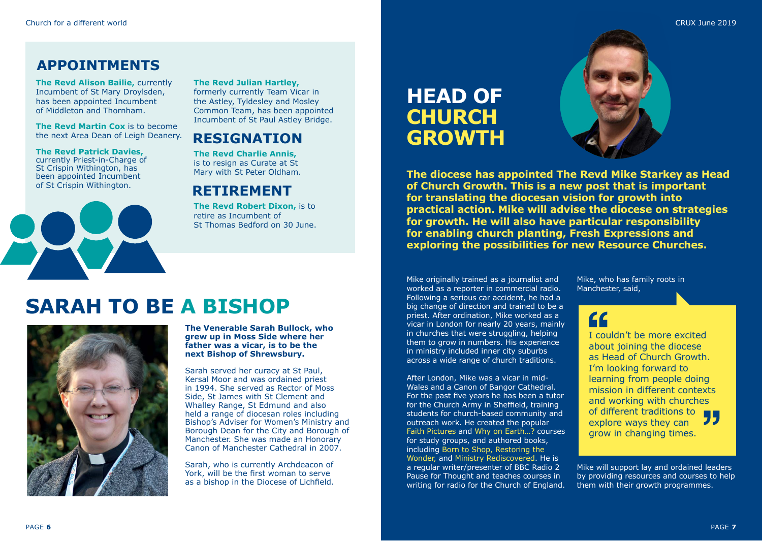## APPOINTMENTS

**The Revd Alison Bailie,** currently Incumbent of St Mary Droylsden, has been appointed Incumbent of Middleton and Thornham.

**The Revd Martin Cox** is to become the next Area Dean of Leigh Deanery.

**The Revd Patrick Davies,** currently Priest-in-Charge of St Crispin Withington, has been appointed Incumbent of St Crispin Withington.

**The Revd Julian Hartley,** formerly currently Team Vicar in the Astley, Tyldesley and Mosley Common Team, has been appointed Incumbent of St Paul Astley Bridge.

## RESIGNATION

**The Revd Charlie Annis,** is to resign as Curate at St Mary with St Peter Oldham.

## RETIREMENT

**The Revd Robert Dixon,** is to retire as Incumbent of St Thomas Bedford on 30 June.

# SARAH TO BE A BISHOP

**The Venerable Sarah Bullock, who grew up in Moss Side where her father was a vicar, is to be the next Bishop of Shrewsbury.**

Sarah served her curacy at St Paul, Kersal Moor and was ordained priest in 1994. She served as Rector of Moss Side, St James with St Clement and Whalley Range, St Edmund and also held a range of diocesan roles including Bishop's Adviser for Women's Ministry and Borough Dean for the City and Borough of Manchester. She was made an Honorary Canon of Manchester Cathedral in 2007.

Sarah, who is currently Archdeacon of York, will be the first woman to serve as a bishop in the Diocese of Lichfield.

# HEAD OF CHURCH GROWTH

**The diocese has appointed The Revd Mike Starkey as Head of Church Growth. This is a new post that is important for translating the diocesan vision for growth into practical action. Mike will advise the diocese on strategies for growth. He will also have particular responsibility for enabling church planting, Fresh Expressions and exploring the possibilities for new Resource Churches.**

Mike originally trained as a journalist and worked as a reporter in commercial radio. Following a serious car accident, he had a big change of direction and trained to be a priest. After ordination, Mike worked as a vicar in London for nearly 20 years, mainly in churches that were struggling, helping them to grow in numbers. His experience in ministry included inner city suburbs across a wide range of church traditions.

After London, Mike was a vicar in mid-Wales and a Canon of Bangor Cathedral. For the past five years he has been a tutor for the Church Army in Sheffield, training students for church-based community and outreach work. He created the popular Faith Pictures and Why on Earth…? courses for study groups, and authored books, including Born to Shop, Restoring the Wonder, and Ministry Rediscovered. He is a regular writer/presenter of BBC Radio 2 Pause for Thought and teaches courses in writing for radio for the Church of England.

Mike, who has family roots in Manchester, said,

> "I couldn't be more excited about joining the diocese as Head of Church Growth. I'm looking forward to learning from people doing mission in different contexts and working with churches of different traditions to explore ways they can grow in changing times."

Mike will support lay and ordained leaders by providing resources and courses to help them with their growth programmes.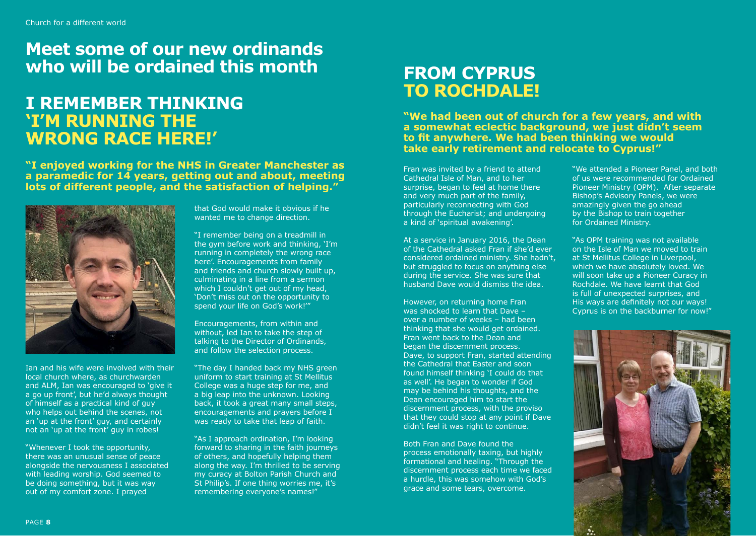# Meet some of our new ordinands who will be ordained this month

## I REMEMBER THINKING 'I'M RUNNING THE WRONG RACE HERE!'

**"I enjoyed working for the NHS in Greater Manchester as a paramedic for 14 years, getting out and about, meeting lots of different people, and the satisfaction of helping."**

Ian and his wife were involved with their local church where, as churchwarden and ALM, Ian was encouraged to 'give it a go up front', but he'd always thought of himself as a practical kind of guy who helps out behind the scenes, not an 'up at the front' guy, and certainly not an 'up at the front' guy in robes!

"Whenever I took the opportunity, there was an unusual sense of peace alongside the nervousness I associated with leading worship. God seemed to be doing something, but it was way out of my comfort zone. I prayed that God would make it obvious if he wanted me to change direction.

"I remember being on a treadmill in the gym before work and thinking, 'I'm running in completely the wrong race here'. Encouragements from family and friends and church slowly built up, culminating in a line from a sermon which I couldn't get out of my head, 'Don't miss out on the opportunity to spend your life on God's work!'"

Encouragements, from within and without, led Ian to take the step of talking to the Director of Ordinands, and follow the selection process.

"The day I handed back my NHS green uniform to start training at St Mellitus College was a huge step for me, and a big leap into the unknown. Looking back, it took a great many small steps, encouragements and prayers before I was ready to take that leap of faith.

"As I approach ordination, I'm looking forward to sharing in the faith journeys of others, and hopefully helping them along the way. I'm thrilled to be serving my curacy at Bolton Parish Church and St Philip's. If one thing worries me, it's remembering everyone's names!"

## FROM CYPRUS TO ROCHDALE!

**"We had been out of church for a few years, and with a somewhat eclectic background, we just didn't seem to fit anywhere. We had been thinking we would take early retirement and relocate to Cyprus!"**

Fran was invited by a friend to attend Cathedral Isle of Man, and to her surprise, began to feel at home there and very much part of the family, particularly reconnecting with God through the Eucharist; and undergoing a kind of 'spiritual awakening'.

At a service in January 2016, the Dean of the Cathedral asked Fran if she'd ever considered ordained ministry. She hadn't, but struggled to focus on anything else during the service. She was sure that husband Dave would dismiss the idea.

However, on returning home Fran was shocked to learn that Dave – over a number of weeks – had been thinking that she would get ordained. Fran went back to the Dean and began the discernment process. Dave, to support Fran, started attending the Cathedral that Easter and soon found himself thinking 'I could do that as well'. He began to wonder if God may be behind his thoughts, and the Dean encouraged him to start the discernment process, with the proviso that they could stop at any point if Dave didn't feel it was right to continue.

Both Fran and Dave found the process emotionally taxing, but highly formational and healing. "Through the discernment process each time we faced a hurdle, this was somehow with God's grace and some tears, overcome.

"We attended a Pioneer Panel, and both of us were recommended for Ordained Pioneer Ministry (OPM). After separate Bishop's Advisory Panels, we were amazingly given the go ahead by the Bishop to train together for Ordained Ministry.

"As OPM training was not available on the Isle of Man we moved to train at St Mellitus College in Liverpool, which we have absolutely loved. We will soon take up a Pioneer Curacy in Rochdale. We have learnt that God is full of unexpected surprises, and His ways are definitely not our ways! Cyprus is on the backburner for now!"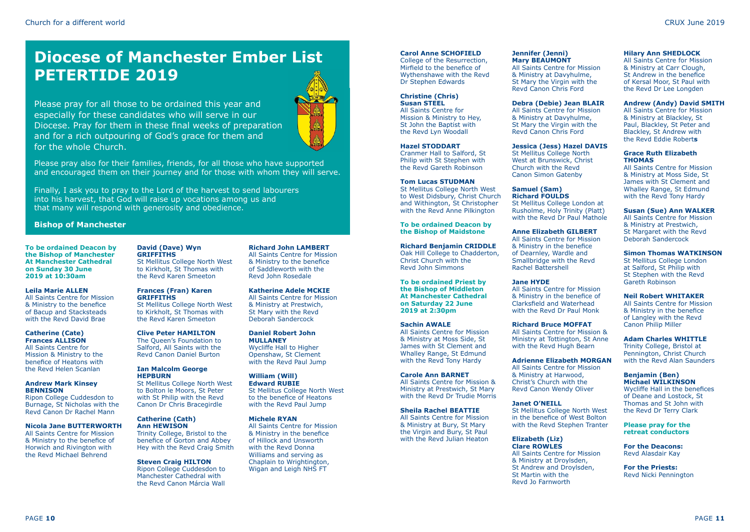# Diocese of Manchester Ember List PETERTIDE 2019

Please pray for all those to be ordained this year and especially for these candidates who will serve in our Diocese. Pray for them in these final weeks of preparation and for a rich outpouring of God's grace for them and for the whole Church.

Please pray also for their families, friends, for all those who have supported and encouraged them on their journey and for those with whom they will serve.

Finally, I ask you to pray to the Lord of the harvest to send labourers into his harvest, that God will raise up vocations among us and that many will respond with generosity and obedience.

**Bishop of Manchester**

**To be ordained Deacon by the Bishop of Manchester At Manchester Cathedral on Sunday 30 June 2019 at 10:30am**

**Leila Marie ALLEN**
All Saints Centre for Mission & Ministry to the benefice of Bacup and Stacksteads with the Revd David Brae

**Catherine (Cate) Frances ALLISON**
All Saints Centre for Mission & Ministry to the benefice of Heatons with the Revd Helen Scanlan

**Andrew Mark Kinsey BENNISON**
Ripon College Cuddesdon to Burnage, St Nicholas with the Revd Canon Dr Rachel Mann

**Nicola Jane BUTTERWORTH**
All Saints Centre for Mission & Ministry to the benefice of Horwich and Rivington with the Revd Michael Behrend

**David (Dave) Wyn GRIFFITHS**
St Mellitus College North West to Kirkholt, St Thomas with the Revd Karen Smeeton

**Frances (Fran) Karen GRIFFITHS**
St Mellitus College North West to Kirkholt, St Thomas with the Revd Karen Smeeton

**Clive Peter HAMILTON**
The Queen's Foundation to Salford, All Saints with the Revd Canon Daniel Burton

**Ian Malcolm George HEPBURN**
St Mellitus College North West to Bolton le Moors, St Peter with St Philip with the Revd Canon Dr Chris Bracegirdle

**Catherine (Cath) Ann HEWISON**
Trinity College, Bristol to the benefice of Gorton and Abbey Hey with the Revd Craig Smith

**Steven Craig HILTON**
Ripon College Cuddesdon to Manchester Cathedral with the Revd Canon Márcia Wall

**Richard John LAMBERT**
All Saints Centre for Mission & Ministry to the benefice of Saddleworth with the Revd John Rosedale

**Katherine Adele MCKIE**
All Saints Centre for Mission & Ministry at Prestwich, St Mary with the Revd Deborah Sandercock

**Daniel Robert John MULLANEY**
Wycliffe Hall to Higher Openshaw, St Clement with the Revd Paul Jump

**William (Will) Edward RUBIE**
St Mellitus College North West to the benefice of Heatons with the Revd Paul Jump

**Michele RYAN**
All Saints Centre for Mission & Ministry in the benefice of Hillock and Unsworth with the Revd Donna Williams and serving as Chaplain to Wrightington, Wigan and Leigh NHS FT

**Carol Anne SCHOFIELD**
College of the Resurrection, Mirfield to the benefice of Wythenshawe with the Revd Dr Stephen Edwards

**Christine (Chris) Susan STEEL**
All Saints Centre for Mission & Ministry to Hey, St John the Baptist with the Revd Lyn Woodall

**Hazel STODDART**
Cranmer Hall to Salford, St Philip with St Stephen with the Revd Gareth Robinson

**Tom Lucas STUDMAN**
St Mellitus College North West to West Didsbury, Christ Church and Withington, St Christopher with the Revd Anne Pilkington

**To be ordained Deacon by the Bishop of Maidstone**

**Richard Benjamin CRIDDLE**
Oak Hill College to Chadderton, Christ Church with the Revd John Simmons

**To be ordained Priest by the Bishop of Middleton At Manchester Cathedral on Saturday 22 June 2019 at 2:30pm**

**Sachin AWALE**
All Saints Centre for Mission & Ministry at Moss Side, St James with St Clement and Whalley Range, St Edmund with the Revd Tony Hardy

**Carole Ann BARNET**
All Saints Centre for Mission & Ministry at Prestwich, St Mary with the Revd Dr Trudie Morris

**Sheila Rachel BEATTIE**
All Saints Centre for Mission & Ministry at Bury, St Mary the Virgin and Bury, St Paul with the Revd Julian Heaton

**Jennifer (Jenni) Mary BEAUMONT**
All Saints Centre for Mission & Ministry at Davyhulme, St Mary the Virgin with the Revd Canon Chris Ford

**Debra (Debie) Jean BLAIR**
All Saints Centre for Mission & Ministry at Davyhulme, St Mary the Virgin with the Revd Canon Chris Ford

**Jessica (Jess) Hazel DAVIS**
St Mellitus College North West at Brunswick, Christ Church with the Revd Canon Simon Gatenby

**Samuel (Sam) Richard FOULDS**
St Mellitus College London at Rusholme, Holy Trinity (Platt) with the Revd Dr Paul Mathole

**Anne Elizabeth GILBERT**
All Saints Centre for Mission & Ministry in the benefice of Dearnley, Wardle and Smallbridge with the Revd Rachel Battershell

**Jane HYDE**
All Saints Centre for Mission & Ministry in the benefice of Clarksfield and Waterhead with the Revd Dr Paul Monk

**Richard Bruce MOFFAT**
All Saints Centre for Mission & Ministry at Tottington, St Anne with the Revd Hugh Bearn

**Adrienne Elizabeth MORGAN**
All Saints Centre for Mission & Ministry at Harwood, Christ's Church with the Revd Canon Wendy Oliver

**Janet O'NEILL**
St Mellitus College North West in the benefice of West Bolton with the Revd Stephen Tranter

**Elizabeth (Liz) Clare ROWLES**
All Saints Centre for Mission & Ministry at Droylsden, St Andrew and Droylsden, St Martin with the Revd Jo Farnworth

**Hilary Ann SHEDLOCK**
All Saints Centre for Mission & Ministry at Carr Clough, St Andrew in the benefice of Kersal Moor, St Paul with the Revd Dr Lee Longden

**Andrew (Andy) David SMITH**
All Saints Centre for Mission & Ministry at Blackley, St Paul, Blackley, St Peter and Blackley, St Andrew with the Revd Eddie Roberts

**Grace Ruth Elizabeth THOMAS**
All Saints Centre for Mission & Ministry at Moss Side, St James with St Clement and Whalley Range, St Edmund with the Revd Tony Hardy

**Susan (Sue) Ann WALKER**
All Saints Centre for Mission & Ministry at Prestwich, St Margaret with the Revd Deborah Sandercock

**Simon Thomas WATKINSON**
St Mellitus College London at Salford, St Philip with St Stephen with the Revd Gareth Robinson

**Neil Robert WHITAKER**
All Saints Centre for Mission & Ministry in the benefice of Langley with the Revd Canon Philip Miller

**Adam Charles WHITTLE**
Trinity College, Bristol at Pennington, Christ Church with the Revd Alan Saunders

**Benjamin (Ben) Michael WILKINSON**
Wycliffe Hall in the benefices of Deane and Lostock, St Thomas and St John with the Revd Dr Terry Clark

**Please pray for the retreat conductors**

**For the Deacons:**
Revd Alasdair Kay

**For the Priests:**
Revd Nicki Pennington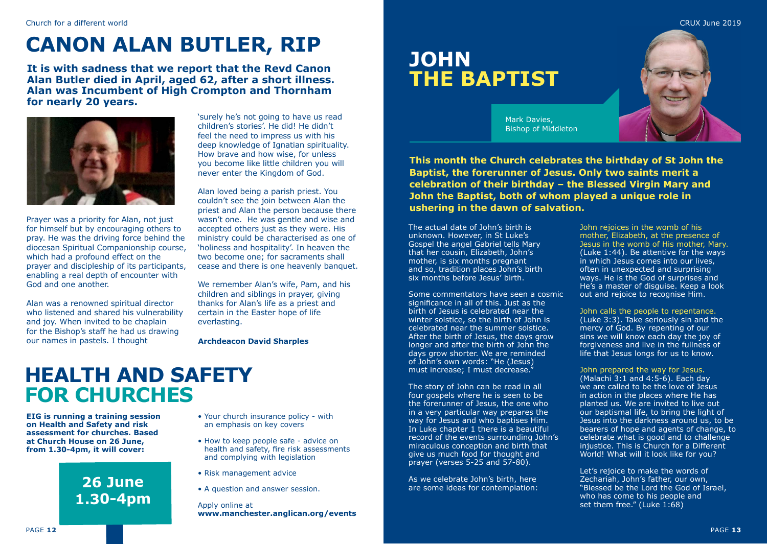# CANON ALAN BUTLER, RIP

**It is with sadness that we report that the Revd Canon Alan Butler died in April, aged 62, after a short illness. Alan was Incumbent of High Crompton and Thornham for nearly 20 years.**

Prayer was a priority for Alan, not just for himself but by encouraging others to pray. He was the driving force behind the diocesan Spiritual Companionship course, which had a profound effect on the prayer and discipleship of its participants, enabling a real depth of encounter with God and one another.

Alan was a renowned spiritual director who listened and shared his vulnerability and joy. When invited to be chaplain for the Bishop's staff he had us drawing our names in pastels. I thought 'surely he's not going to have us read children's stories'. He did! He didn't feel the need to impress us with his deep knowledge of Ignatian spirituality. How brave and how wise, for unless you become like little children you will never enter the Kingdom of God.

Alan loved being a parish priest. You couldn't see the join between Alan the priest and Alan the person because there wasn't one. He was gentle and wise and accepted others just as they were. His ministry could be characterised as one of 'holiness and hospitality'. In heaven the two become one; for sacraments shall cease and there is one heavenly banquet.

We remember Alan's wife, Pam, and his children and siblings in prayer, giving thanks for Alan's life as a priest and certain in the Easter hope of life everlasting.

**Archdeacon David Sharples**

# HEALTH AND SAFETY FOR CHURCHES

**EIG is running a training session on Health and Safety and risk assessment for churches. Based at Church House on 26 June, from 1.30-4pm, it will cover:**

**26 June**
**1.30-4pm**

- Your church insurance policy - with an emphasis on key covers
- How to keep people safe - advice on health and safety, fire risk assessments and complying with legislation
- Risk management advice
- A question and answer session.

Apply online at
**www.manchester.anglican.org/events**

# JOHN THE BAPTIST

Mark Davies,
Bishop of Middleton

**This month the Church celebrates the birthday of St John the Baptist, the forerunner of Jesus. Only two saints merit a celebration of their birthday – the Blessed Virgin Mary and John the Baptist, both of whom played a unique role in ushering in the dawn of salvation.**

The actual date of John's birth is unknown. However, in St Luke's Gospel the angel Gabriel tells Mary that her cousin, Elizabeth, John's mother, is six months pregnant and so, tradition places John's birth six months before Jesus' birth.

Some commentators have seen a cosmic significance in all of this. Just as the birth of Jesus is celebrated near the winter solstice, so the birth of John is celebrated near the summer solstice. After the birth of Jesus, the days grow longer and after the birth of John the days grow shorter. We are reminded of John's own words: "He (Jesus) must increase; I must decrease."

The story of John can be read in all four gospels where he is seen to be the forerunner of Jesus, the one who in a very particular way prepares the way for Jesus and who baptises Him. In Luke chapter 1 there is a beautiful record of the events surrounding John's miraculous conception and birth that give us much food for thought and prayer (verses 5-25 and 57-80).

As we celebrate John's birth, here are some ideas for contemplation:

John rejoices in the womb of his mother, Elizabeth, at the presence of Jesus in the womb of His mother, Mary. (Luke 1:44). Be attentive for the ways in which Jesus comes into our lives, often in unexpected and surprising ways. He is the God of surprises and He's a master of disguise. Keep a look out and rejoice to recognise Him.

John calls the people to repentance. (Luke 3:3). Take seriously sin and the mercy of God. By repenting of our sins we will know each day the joy of forgiveness and live in the fullness of life that Jesus longs for us to know.

John prepared the way for Jesus. (Malachi 3:1 and 4:5-6). Each day we are called to be the love of Jesus in action in the places where He has planted us. We are invited to live out our baptismal life, to bring the light of Jesus into the darkness around us, to be bearers of hope and agents of change, to celebrate what is good and to challenge injustice. This is Church for a Different World! What will it look like for you?

Let's rejoice to make the words of Zechariah, John's father, our own, "Blessed be the Lord the God of Israel, who has come to his people and set them free." (Luke 1:68)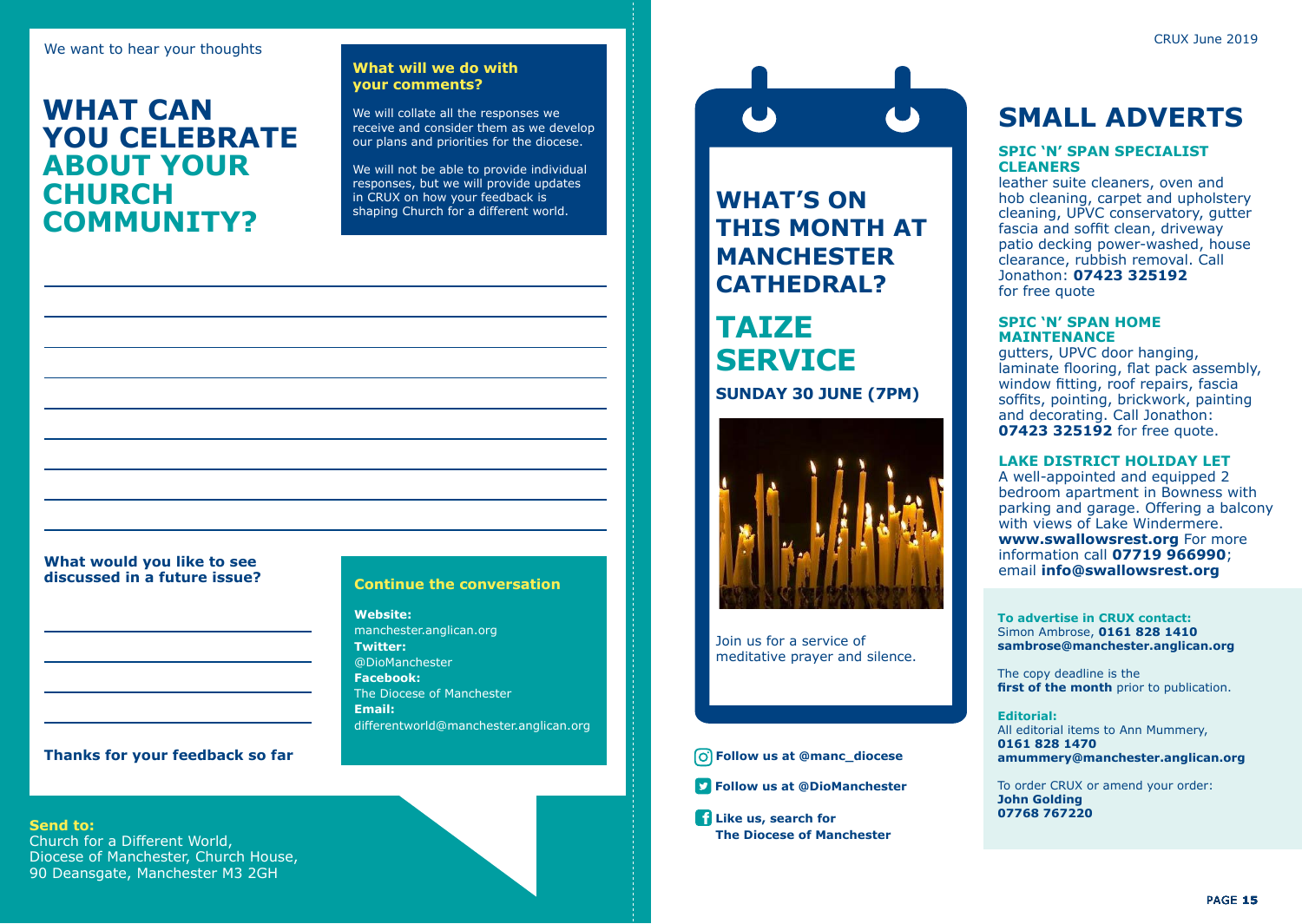We want to hear your thoughts

# WHAT CAN YOU CELEBRATE ABOUT YOUR CHURCH COMMUNITY?

### What will we do with your comments?

We will collate all the responses we receive and consider them as we develop our plans and priorities for the diocese.

We will not be able to provide individual responses, but we will provide updates in CRUX on how your feedback is shaping Church for a different world.

**What would you like to see discussed in a future issue?**

**Thanks for your feedback so far**

### Continue the conversation

**Website:**
manchester.anglican.org
**Twitter:**
@DioManchester
**Facebook:**
The Diocese of Manchester
**Email:**
differentworld@manchester.anglican.org

**Send to:**
Church for a Different World,
Diocese of Manchester, Church House,
90 Deansgate, Manchester M3 2GH

## WHAT'S ON THIS MONTH AT MANCHESTER CATHEDRAL?

## TAIZE SERVICE

**SUNDAY 30 JUNE (7PM)**

Join us for a service of meditative prayer and silence.

**Follow us at @manc_diocese**

**Follow us at @DioManchester**

**Like us, search for The Diocese of Manchester**

# SMALL ADVERTS

### SPIC 'N' SPAN SPECIALIST CLEANERS

leather suite cleaners, oven and hob cleaning, carpet and upholstery cleaning, UPVC conservatory, gutter fascia and soffit clean, driveway patio decking power-washed, house clearance, rubbish removal. Call Jonathon: **07423 325192** for free quote

### SPIC 'N' SPAN HOME MAINTENANCE

gutters, UPVC door hanging, laminate flooring, flat pack assembly, window fitting, roof repairs, fascia soffits, pointing, brickwork, painting and decorating. Call Jonathon: **07423 325192** for free quote.

### LAKE DISTRICT HOLIDAY LET

A well-appointed and equipped 2 bedroom apartment in Bowness with parking and garage. Offering a balcony with views of Lake Windermere. **www.swallowsrest.org** For more information call **07719 966990**; email **info@swallowsrest.org**

**To advertise in CRUX contact:**
Simon Ambrose, **0161 828 1410**
**sambrose@manchester.anglican.org**

The copy deadline is the **first of the month** prior to publication.

**Editorial:**
All editorial items to Ann Mummery, **0161 828 1470**
**amummery@manchester.anglican.org**

To order CRUX or amend your order:
**John Golding**
**07768 767220**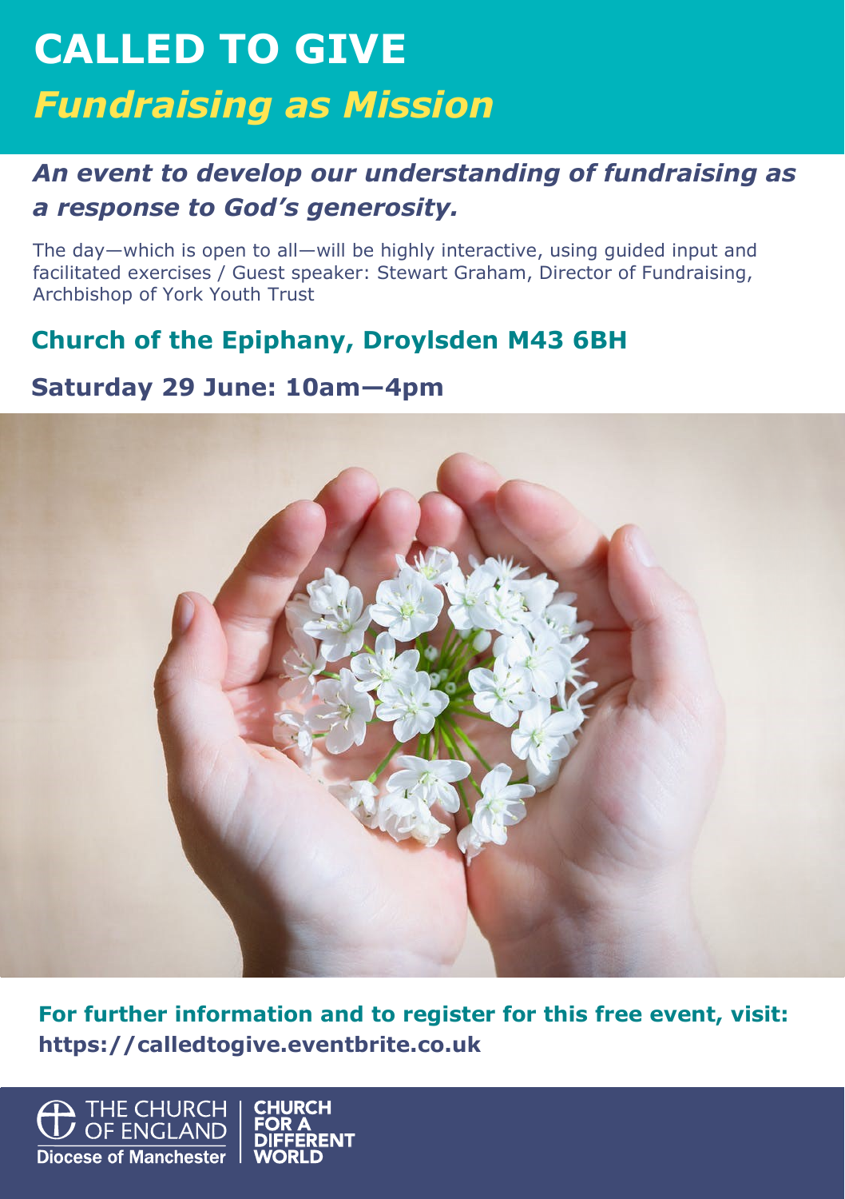# CALLED TO GIVE

## *Fundraising as Mission*

***An event to develop our understanding of fundraising as a response to God's generosity.***

The day—which is open to all—will be highly interactive, using guided input and facilitated exercises / Guest speaker: Stewart Graham, Director of Fundraising, Archbishop of York Youth Trust

**Church of the Epiphany, Droylsden M43 6BH**

**Saturday 29 June: 10am—4pm**

**For further information and to register for this free event, visit: https://calledtogive.eventbrite.co.uk**

THE CHURCH OF ENGLAND
Diocese of Manchester

**CHURCH FOR A DIFFERENT WORLD**